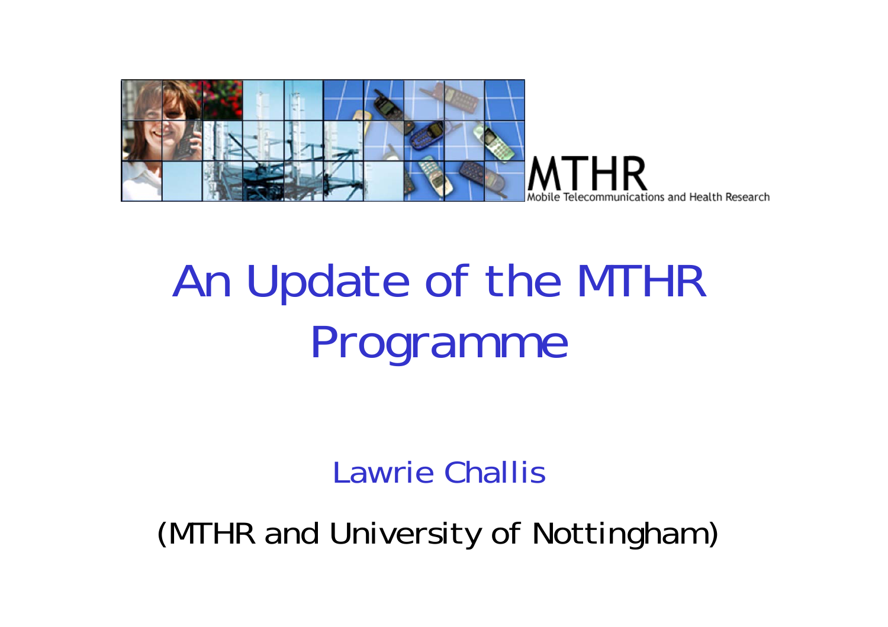MTHR

Mobile Telecommunications and Health Research

# An Update of the MTHR Programme

Lawrie Challis

(MTHR and University of Nottingham)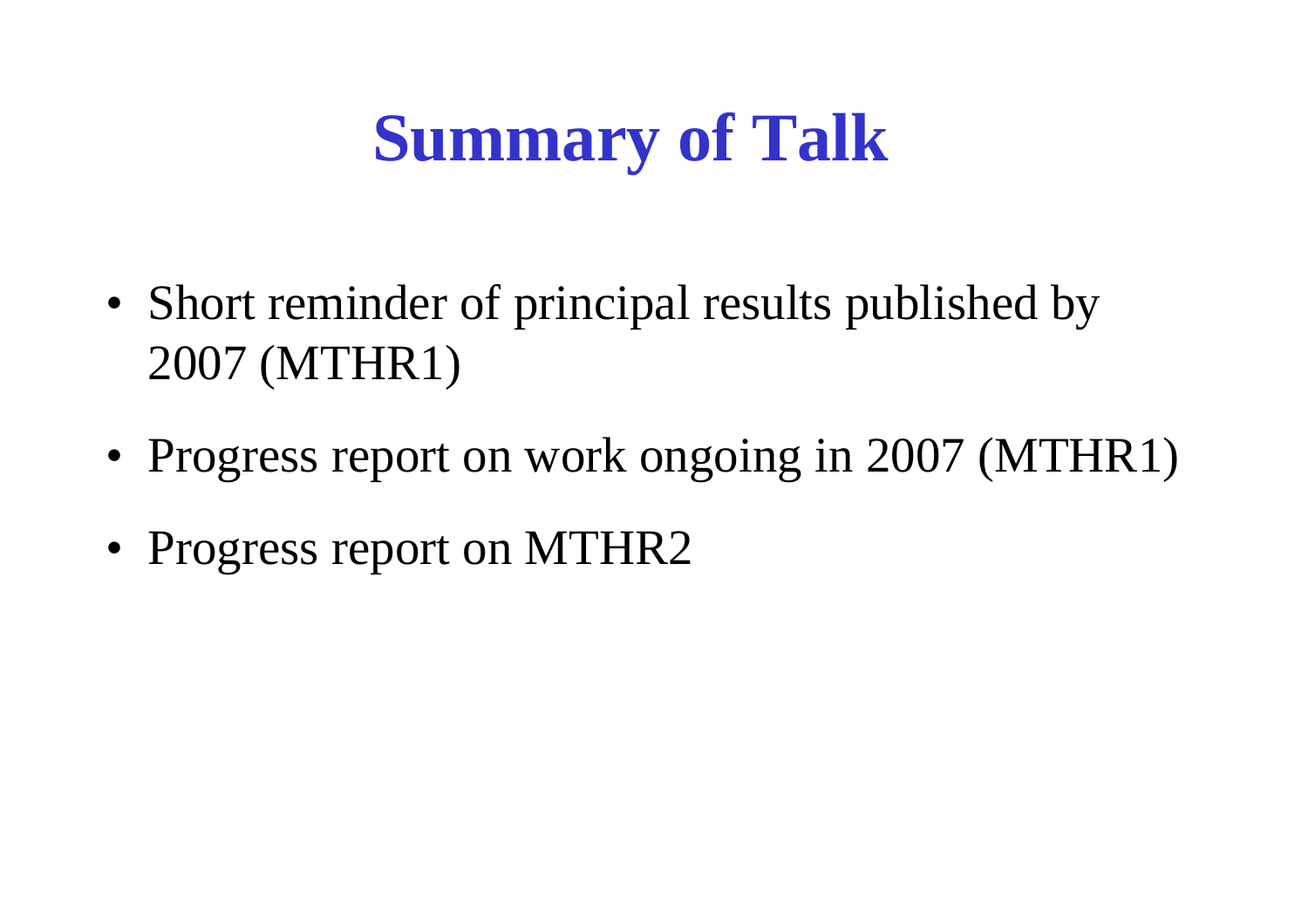# Summary of Talk

- Short reminder of principal results published by 2007 (MTHR1)
- Progress report on work ongoing in 2007 (MTHR1)
- Progress report on MTHR2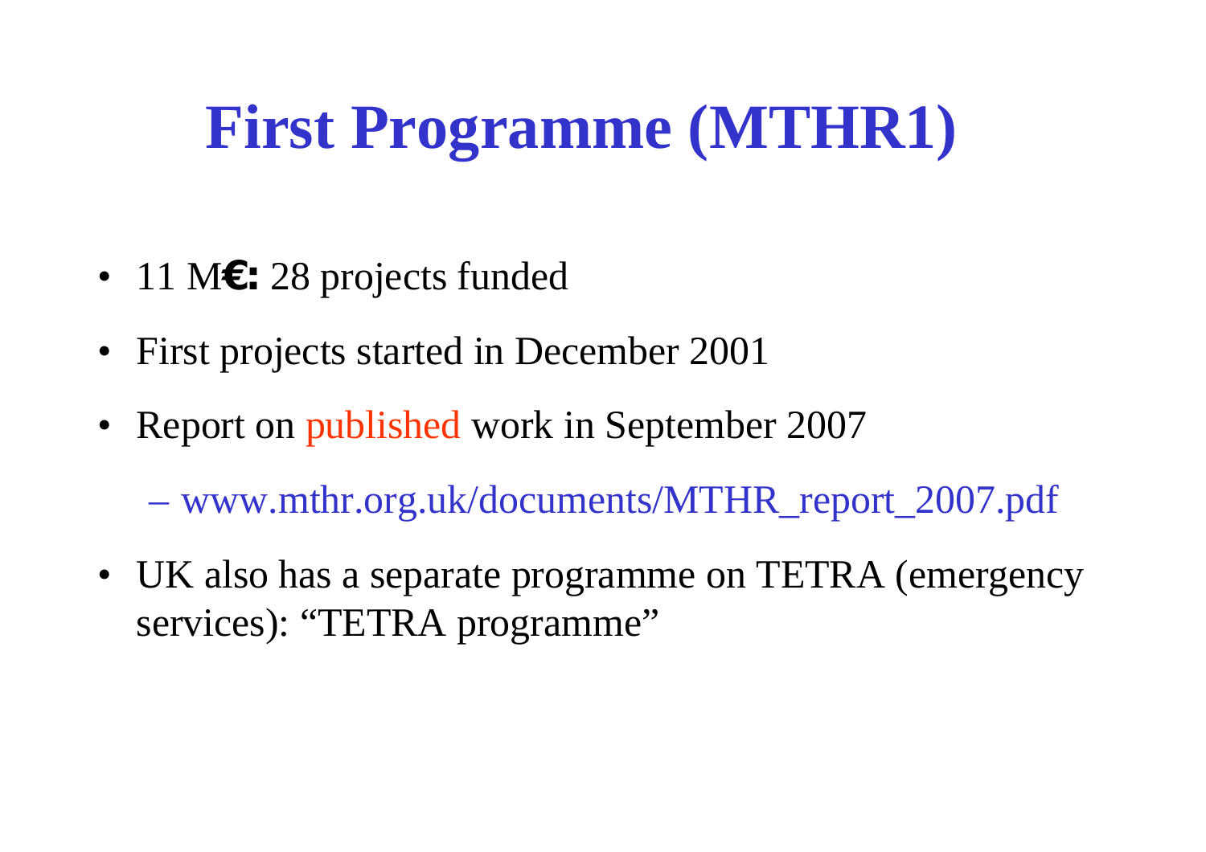# First Programme (MTHR1)

- 11 M**€:** 28 projects funded
- First projects started in December 2001
- Report on published work in September 2007
  - www.mthr.org.uk/documents/MTHR_report_2007.pdf
- UK also has a separate programme on TETRA (emergency services): "TETRA programme"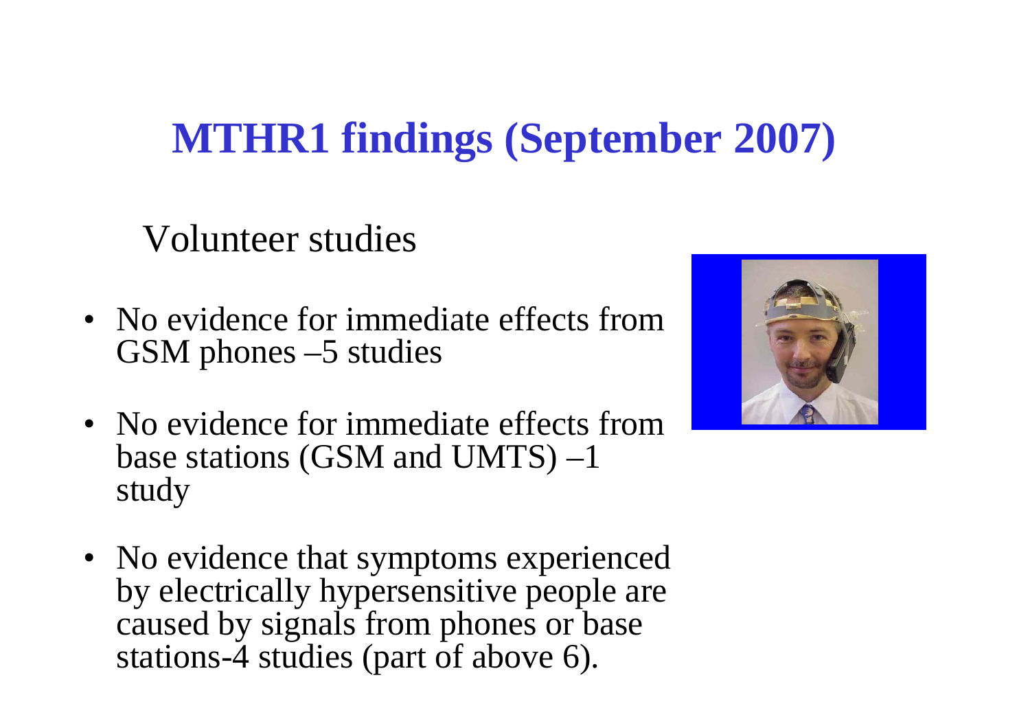# MTHR1 findings (September 2007)

Volunteer studies

- No evidence for immediate effects from GSM phones –5 studies
- No evidence for immediate effects from base stations (GSM and UMTS) –1 study
- No evidence that symptoms experienced by electrically hypersensitive people are caused by signals from phones or base stations-4 studies (part of above 6).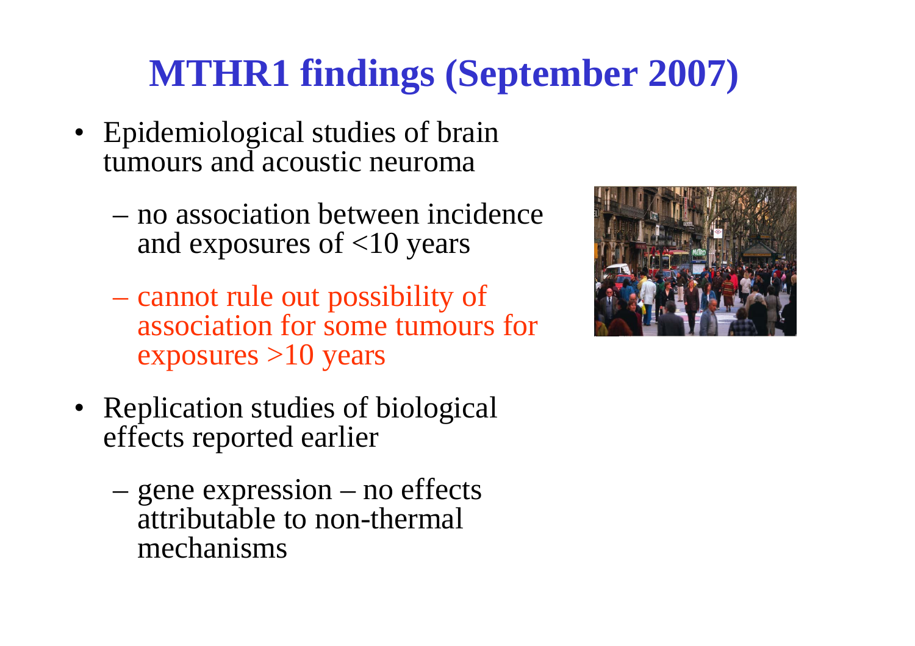# MTHR1 findings (September 2007)

- Epidemiological studies of brain tumours and acoustic neuroma
  - no association between incidence and exposures of <10 years
  - cannot rule out possibility of association for some tumours for exposures >10 years
- Replication studies of biological effects reported earlier
  - gene expression – no effects attributable to non-thermal mechanisms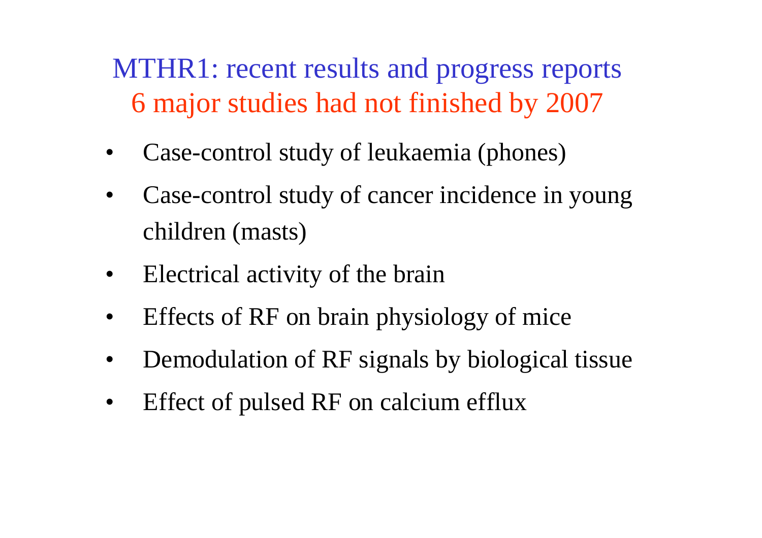# MTHR1: recent results and progress reports

## 6 major studies had not finished by 2007

- Case-control study of leukaemia (phones)
- Case-control study of cancer incidence in young children (masts)
- Electrical activity of the brain
- Effects of RF on brain physiology of mice
- Demodulation of RF signals by biological tissue
- Effect of pulsed RF on calcium efflux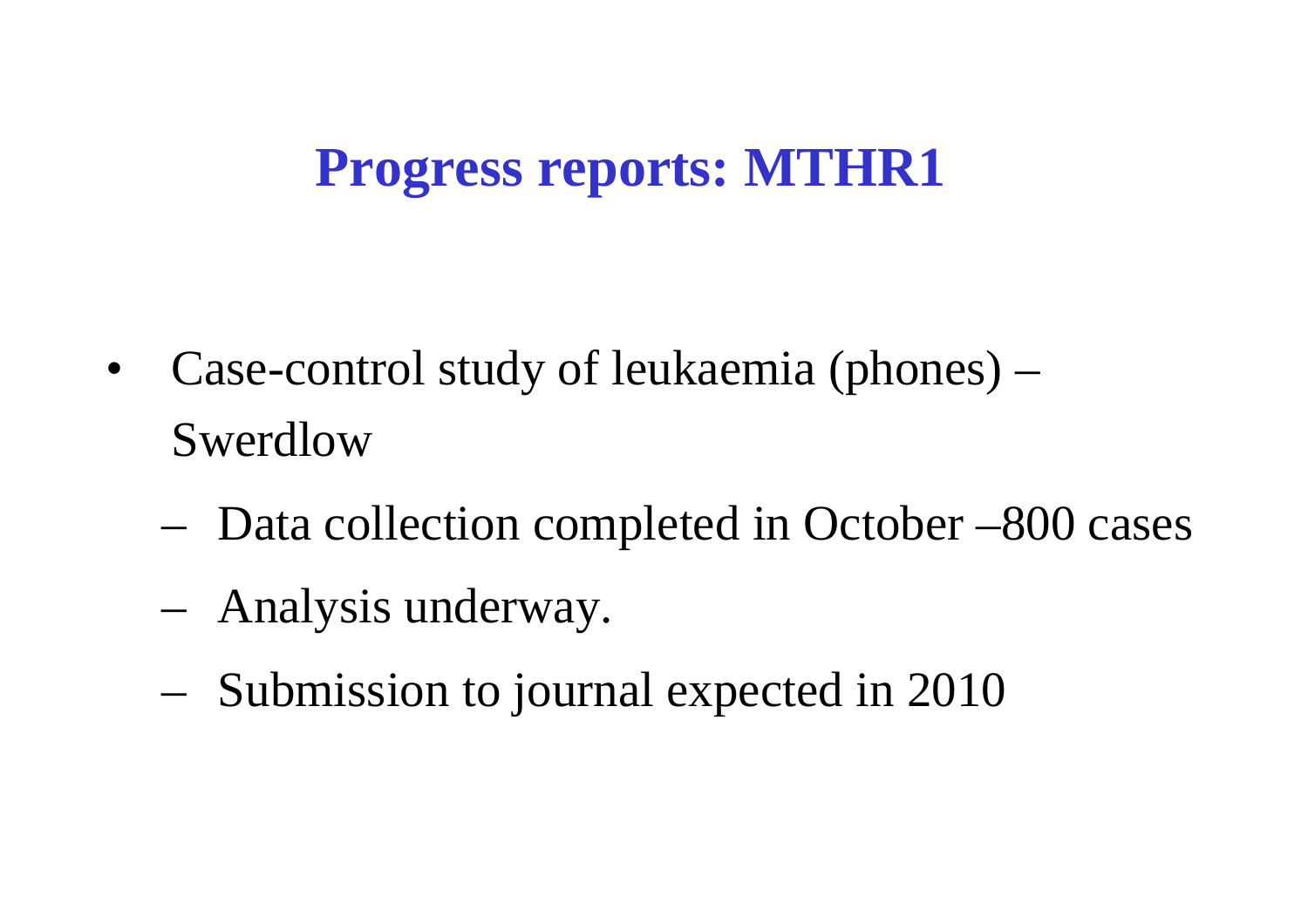# Progress reports: MTHR1

- Case-control study of leukaemia (phones) – Swerdlow
  - Data collection completed in October –800 cases
  - Analysis underway.
  - Submission to journal expected in 2010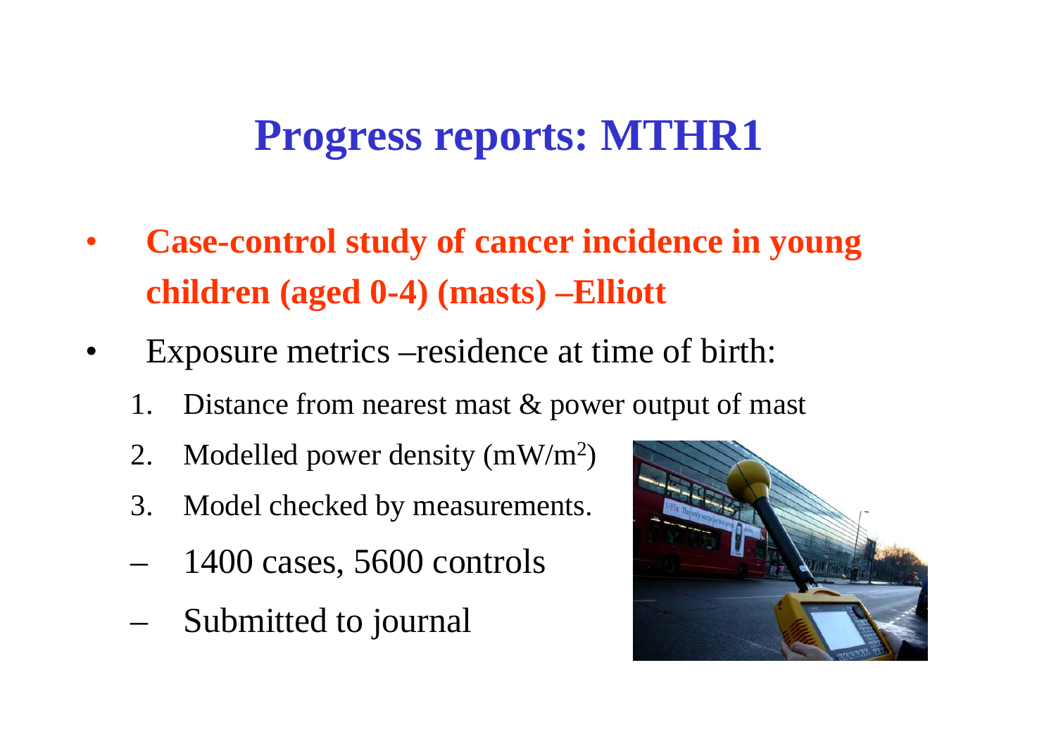# Progress reports: MTHR1

- **Case-control study of cancer incidence in young children (aged 0-4) (masts) –Elliott**
- Exposure metrics –residence at time of birth:
  1. Distance from nearest mast & power output of mast
  2. Modelled power density ($mW/m^2$)
  3. Model checked by measurements.
  - 1400 cases, 5600 controls
  - Submitted to journal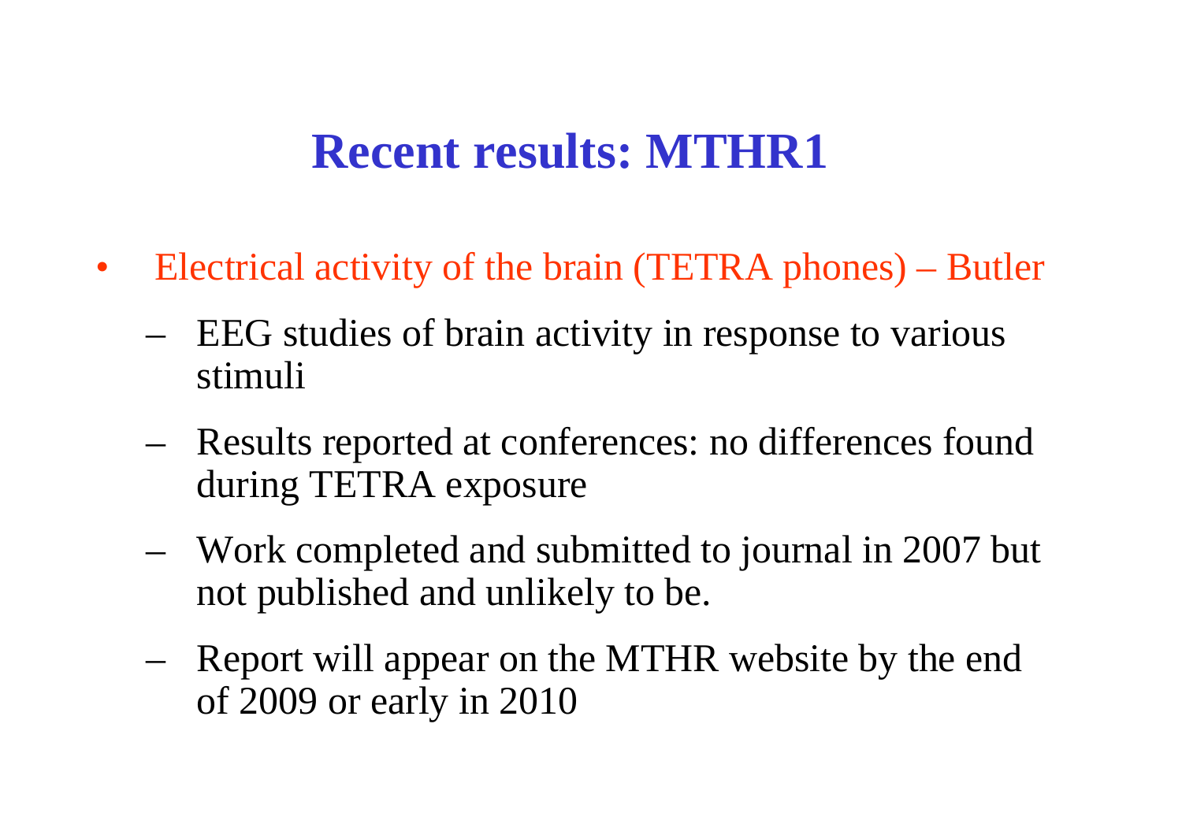# Recent results: MTHR1

- Electrical activity of the brain (TETRA phones) – Butler
  - EEG studies of brain activity in response to various stimuli
  - Results reported at conferences: no differences found during TETRA exposure
  - Work completed and submitted to journal in 2007 but not published and unlikely to be.
  - Report will appear on the MTHR website by the end of 2009 or early in 2010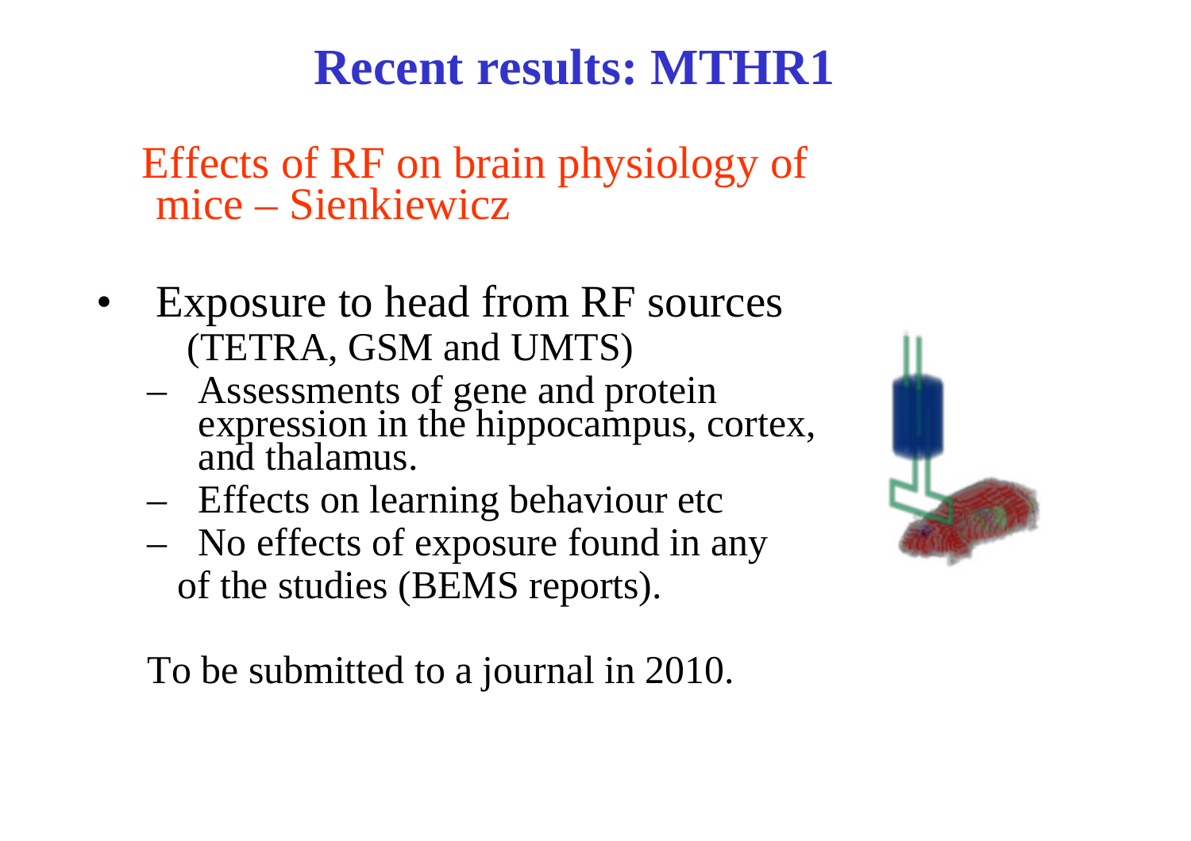# Recent results: MTHR1

Effects of RF on brain physiology of mice – Sienkiewicz

- Exposure to head from RF sources (TETRA, GSM and UMTS)
  - Assessments of gene and protein expression in the hippocampus, cortex, and thalamus.
  - Effects on learning behaviour etc
  - No effects of exposure found in any of the studies (BEMS reports).

To be submitted to a journal in 2010.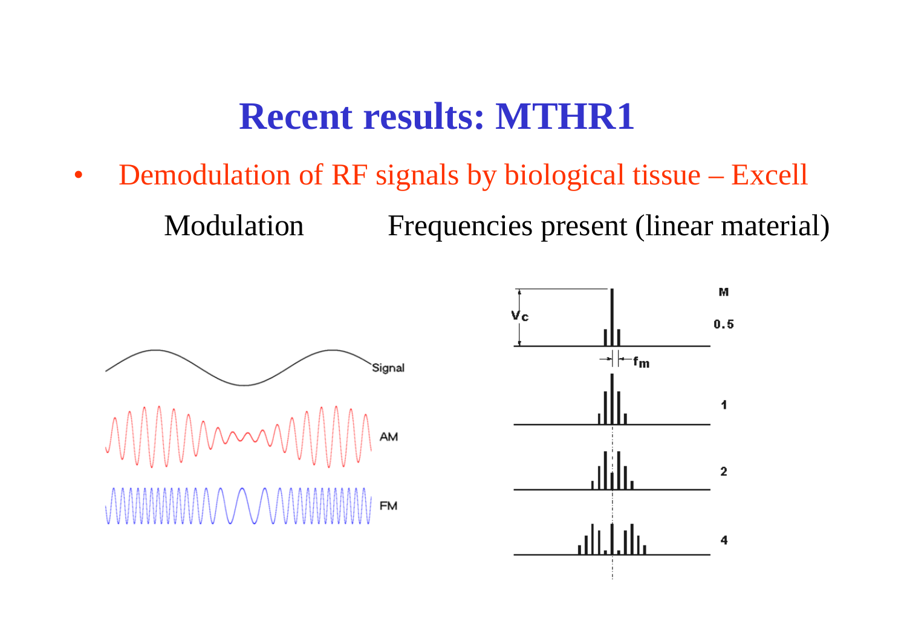# Recent results: MTHR1

- Demodulation of RF signals by biological tissue – Excell

Modulation Frequencies present (linear material)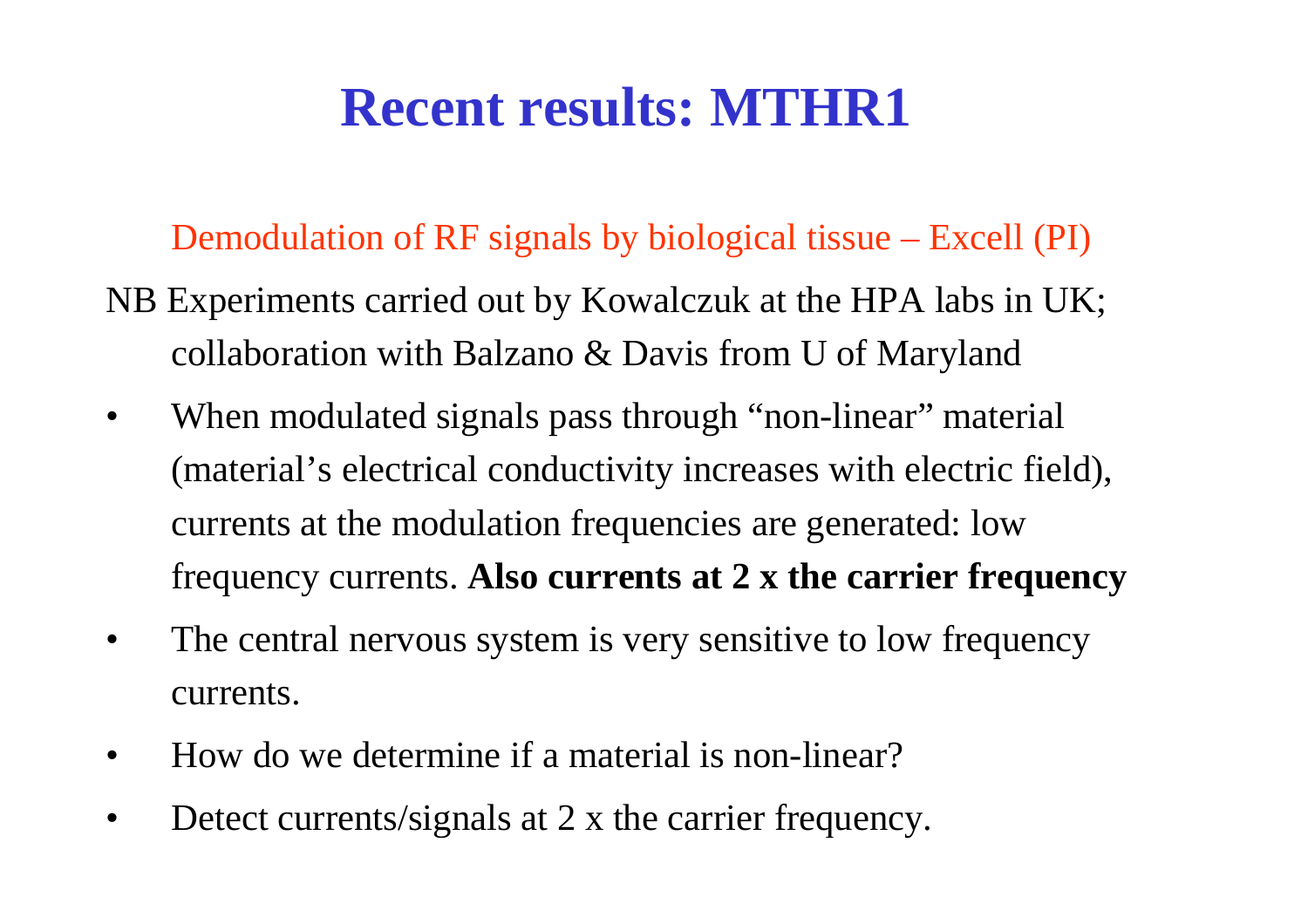# Recent results: MTHR1

Demodulation of RF signals by biological tissue – Excell (PI)

NB Experiments carried out by Kowalczuk at the HPA labs in UK; collaboration with Balzano & Davis from U of Maryland

- When modulated signals pass through "non-linear" material (material's electrical conductivity increases with electric field), currents at the modulation frequencies are generated: low frequency currents. **Also currents at 2 x the carrier frequency**
- The central nervous system is very sensitive to low frequency currents.
- How do we determine if a material is non-linear?
- Detect currents/signals at 2 x the carrier frequency.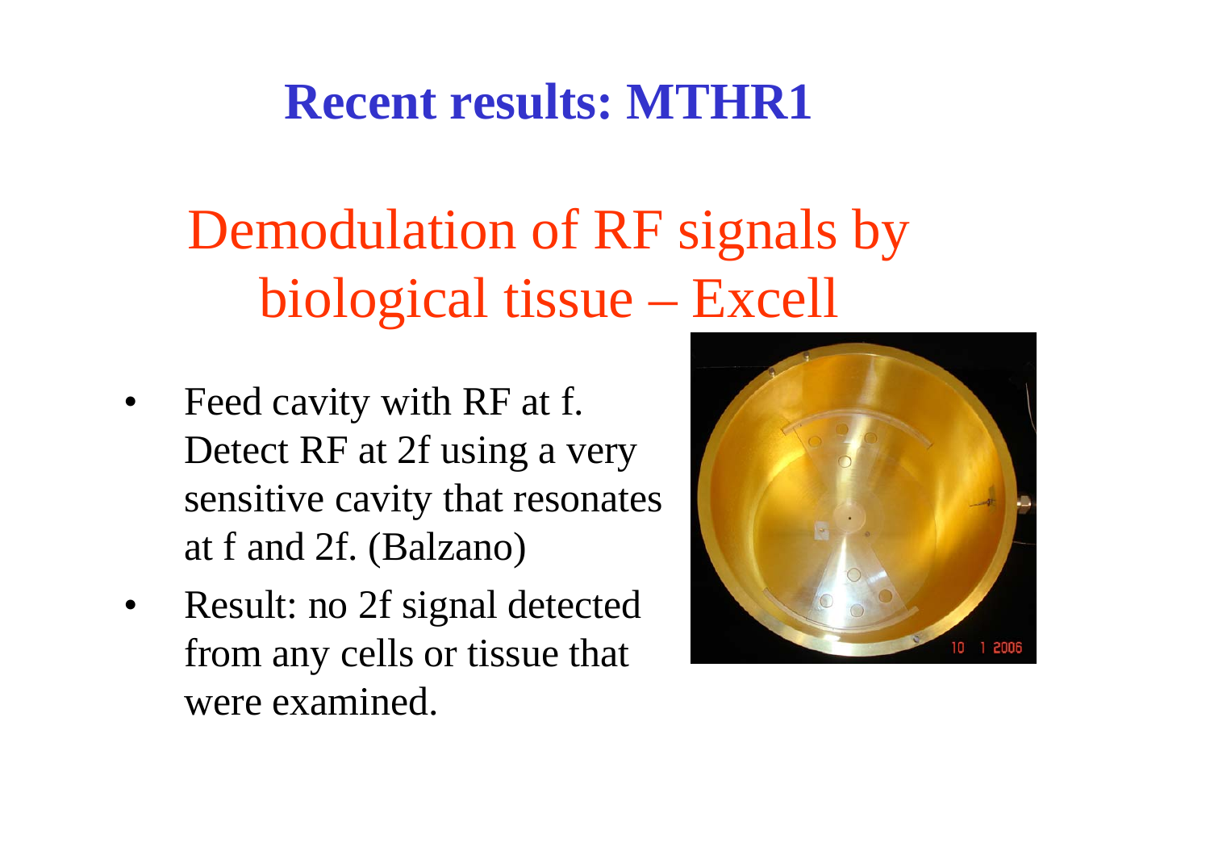# Recent results: MTHR1

## Demodulation of RF signals by biological tissue – Excell

- Feed cavity with RF at f. Detect RF at 2f using a very sensitive cavity that resonates at f and 2f. (Balzano)
- Result: no 2f signal detected from any cells or tissue that were examined.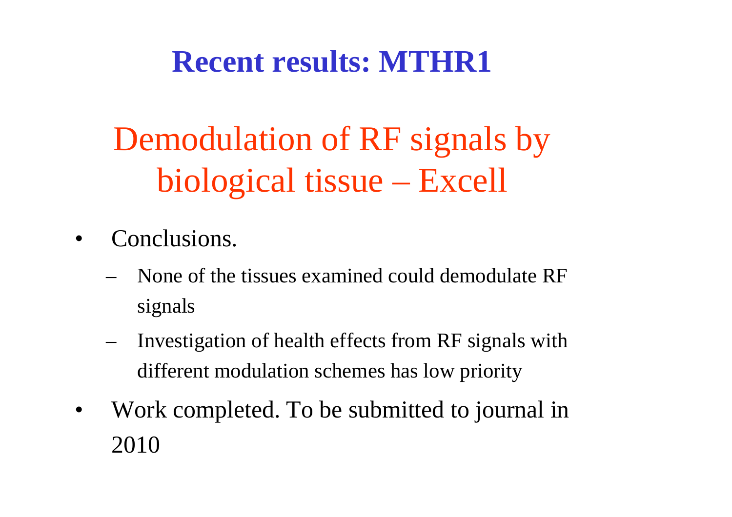# Recent results: MTHR1

## Demodulation of RF signals by biological tissue – Excell

- Conclusions.
  - None of the tissues examined could demodulate RF signals
  - Investigation of health effects from RF signals with different modulation schemes has low priority
- Work completed. To be submitted to journal in 2010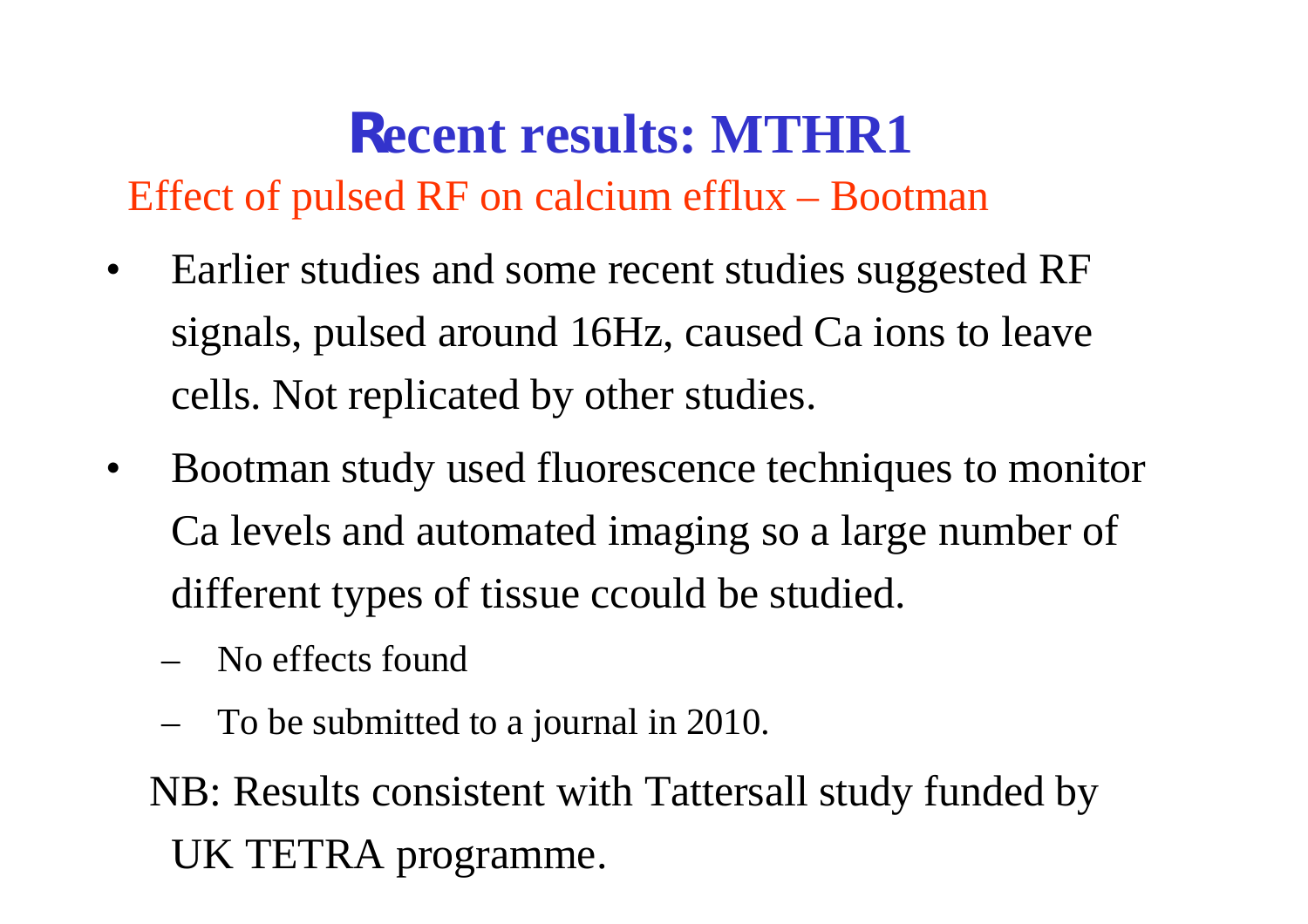# Recent results: MTHR1

## Effect of pulsed RF on calcium efflux – Bootman

- Earlier studies and some recent studies suggested RF signals, pulsed around 16Hz, caused Ca ions to leave cells. Not replicated by other studies.
- Bootman study used fluorescence techniques to monitor Ca levels and automated imaging so a large number of different types of tissue ccould be studied.
  - No effects found
  - To be submitted to a journal in 2010.

NB: Results consistent with Tattersall study funded by UK TETRA programme.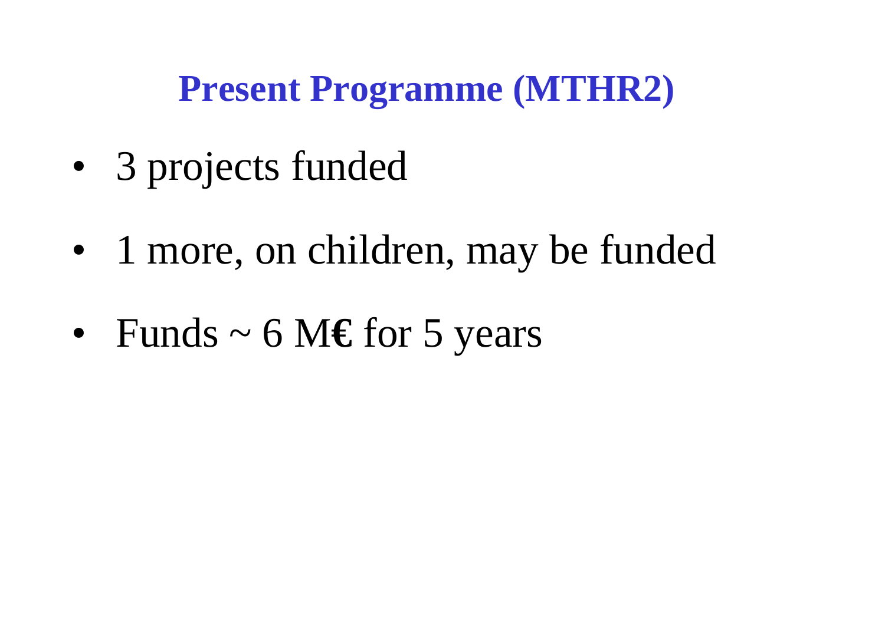# Present Programme (MTHR2)

- 3 projects funded
- 1 more, on children, may be funded
- Funds ~ 6 M**€** for 5 years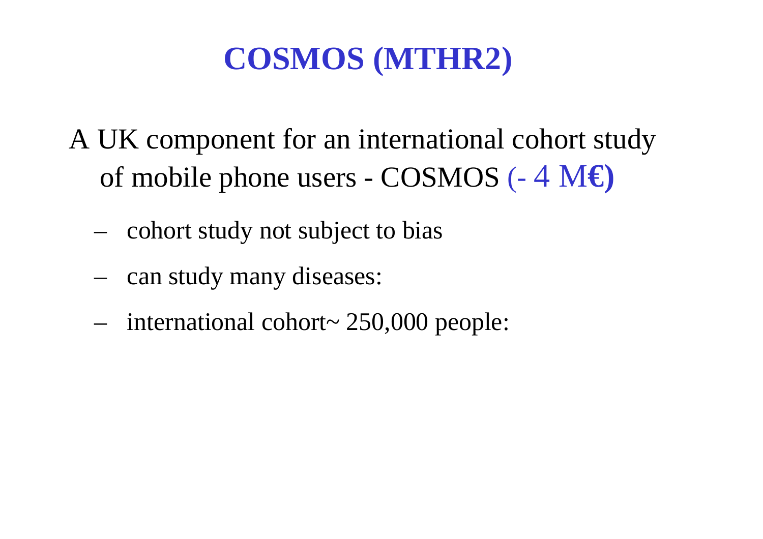# COSMOS (MTHR2)

A UK component for an international cohort study of mobile phone users - COSMOS **(- 4 M€)**

- cohort study not subject to bias
- can study many diseases:
- international cohort~ 250,000 people: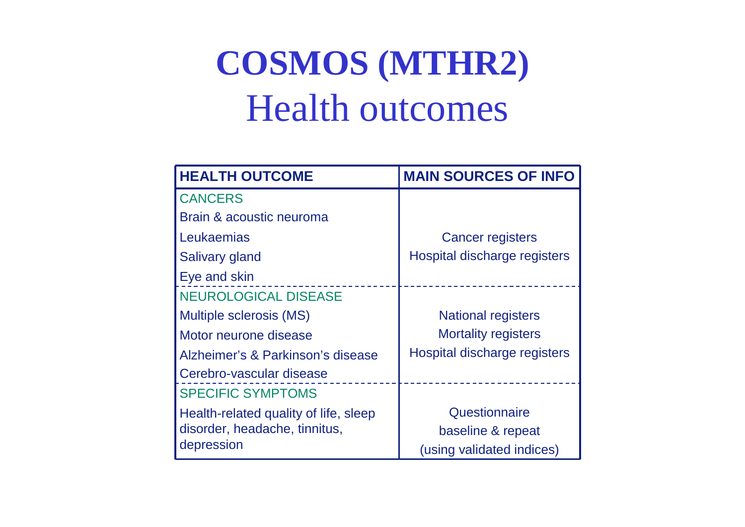# COSMOS (MTHR2)
## Health outcomes

| HEALTH OUTCOME | MAIN SOURCES OF INFO |
|---|---|
| CANCERS<br>Brain & acoustic neuroma<br>Leukaemias<br>Salivary gland<br>Eye and skin | Cancer registers<br>Hospital discharge registers |
| NEUROLOGICAL DISEASE<br>Multiple sclerosis (MS)<br>Motor neurone disease<br>Alzheimer's & Parkinson's disease<br>Cerebro-vascular disease | National registers<br>Mortality registers<br>Hospital discharge registers |
| SPECIFIC SYMPTOMS<br>Health-related quality of life, sleep disorder, headache, tinnitus, depression | Questionnaire<br>baseline & repeat<br>(using validated indices) |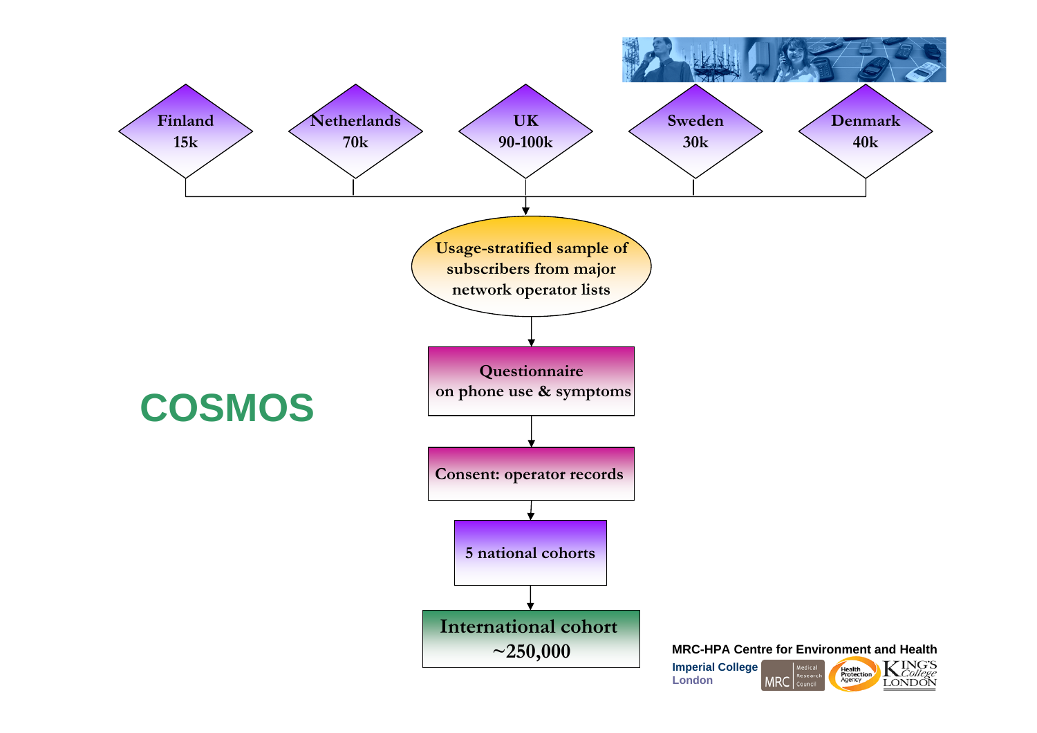# COSMOS

Finland 15k

Netherlands 70k

UK 90-100k

Sweden 30k

Denmark 40k

Usage-stratified sample of subscribers from major network operator lists

Questionnaire on phone use & symptoms

Consent: operator records

5 national cohorts

International cohort ~250,000

MRC-HPA Centre for Environment and Health

Imperial College London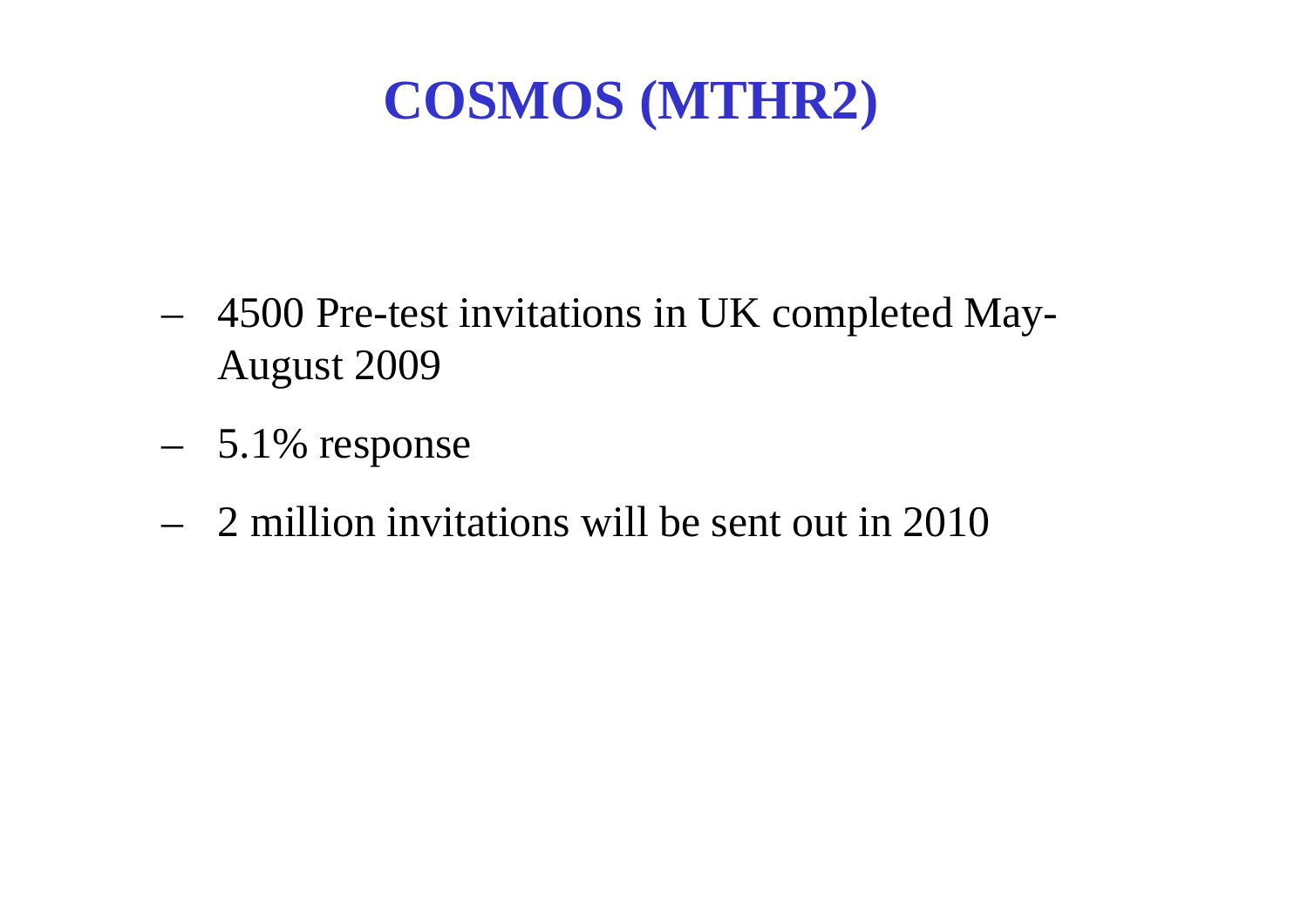# COSMOS (MTHR2)

- 4500 Pre-test invitations in UK completed May-August 2009
- 5.1% response
- 2 million invitations will be sent out in 2010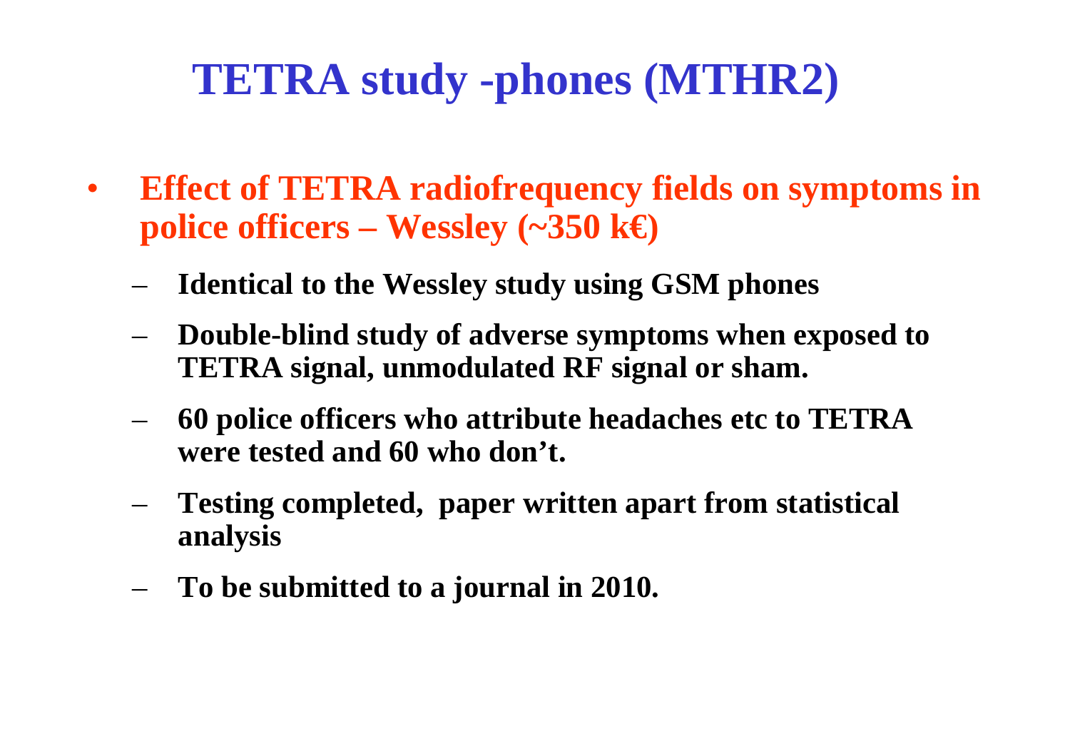# TETRA study -phones (MTHR2)

- **Effect of TETRA radiofrequency fields on symptoms in police officers – Wessley (~350 k€)**
  - **Identical to the Wessley study using GSM phones**
  - **Double-blind study of adverse symptoms when exposed to TETRA signal, unmodulated RF signal or sham.**
  - **60 police officers who attribute headaches etc to TETRA were tested and 60 who don't.**
  - **Testing completed, paper written apart from statistical analysis**
  - **To be submitted to a journal in 2010.**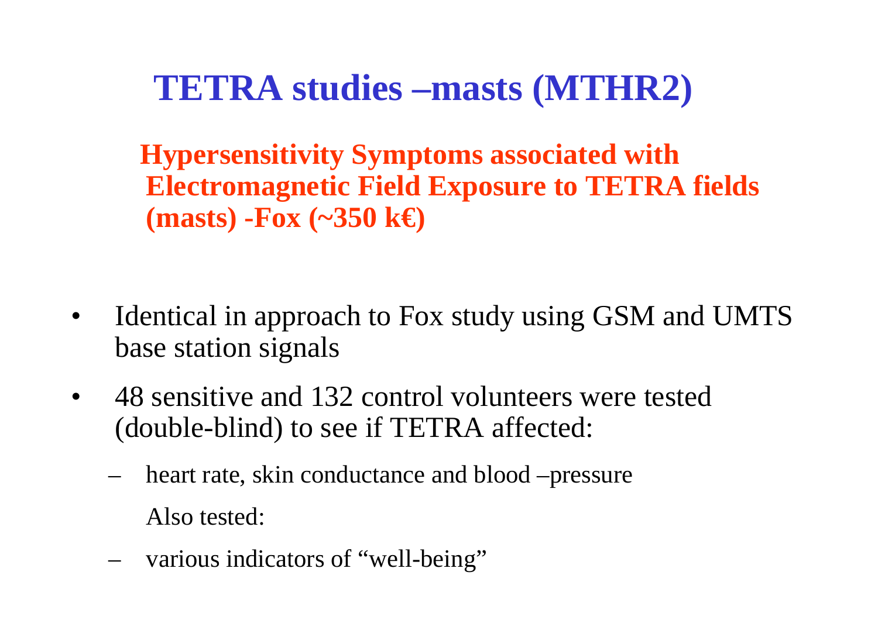# TETRA studies –masts (MTHR2)

**Hypersensitivity Symptoms associated with Electromagnetic Field Exposure to TETRA fields (masts) -Fox (~350 k€)**

- Identical in approach to Fox study using GSM and UMTS base station signals
- 48 sensitive and 132 control volunteers were tested (double-blind) to see if TETRA affected:
  - heart rate, skin conductance and blood –pressure

    Also tested:
  - various indicators of "well-being"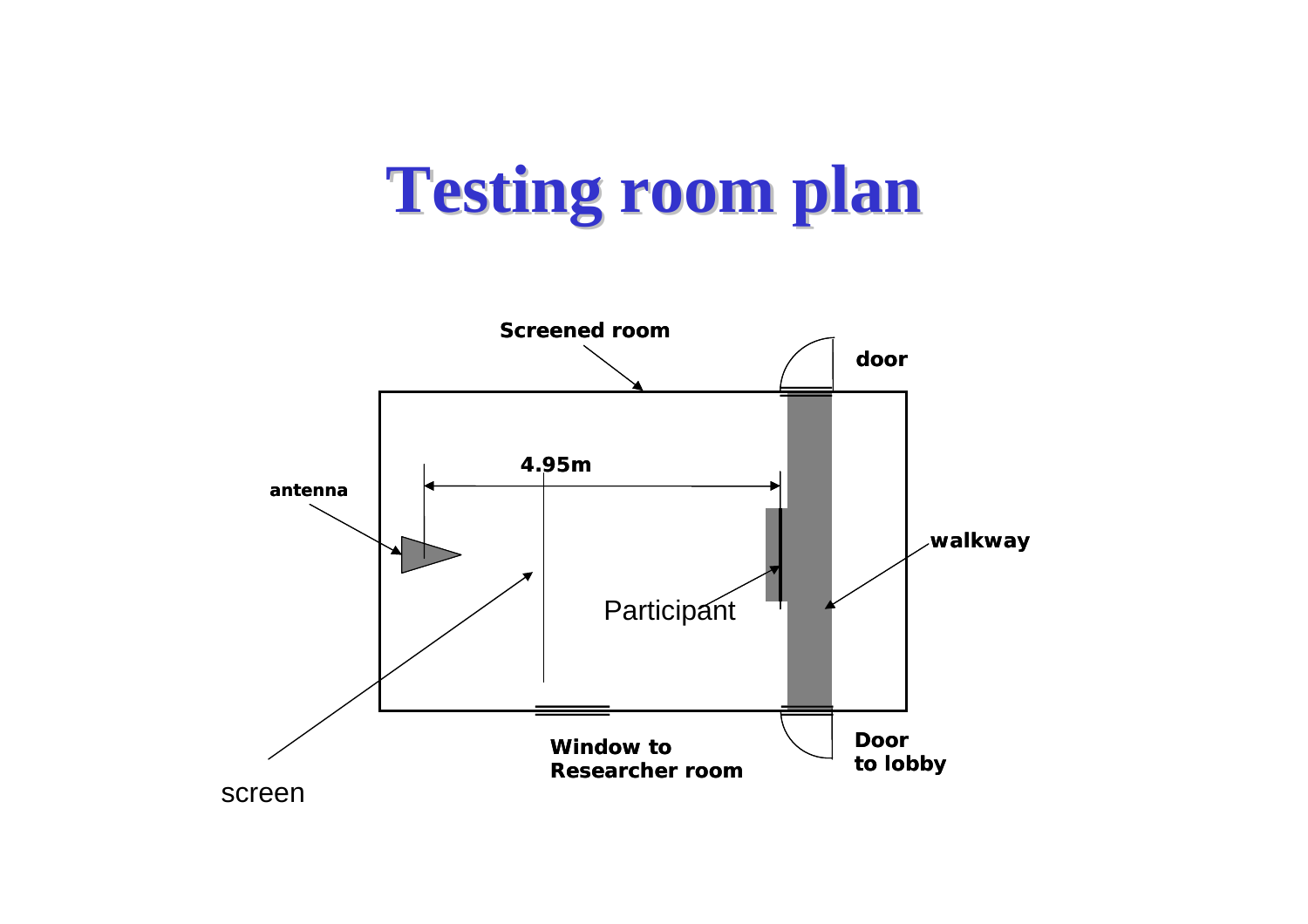# Testing room plan

Screened room

door

antenna

4.95m

walkway

Participant

Window to
Researcher room

Door
to lobby

screen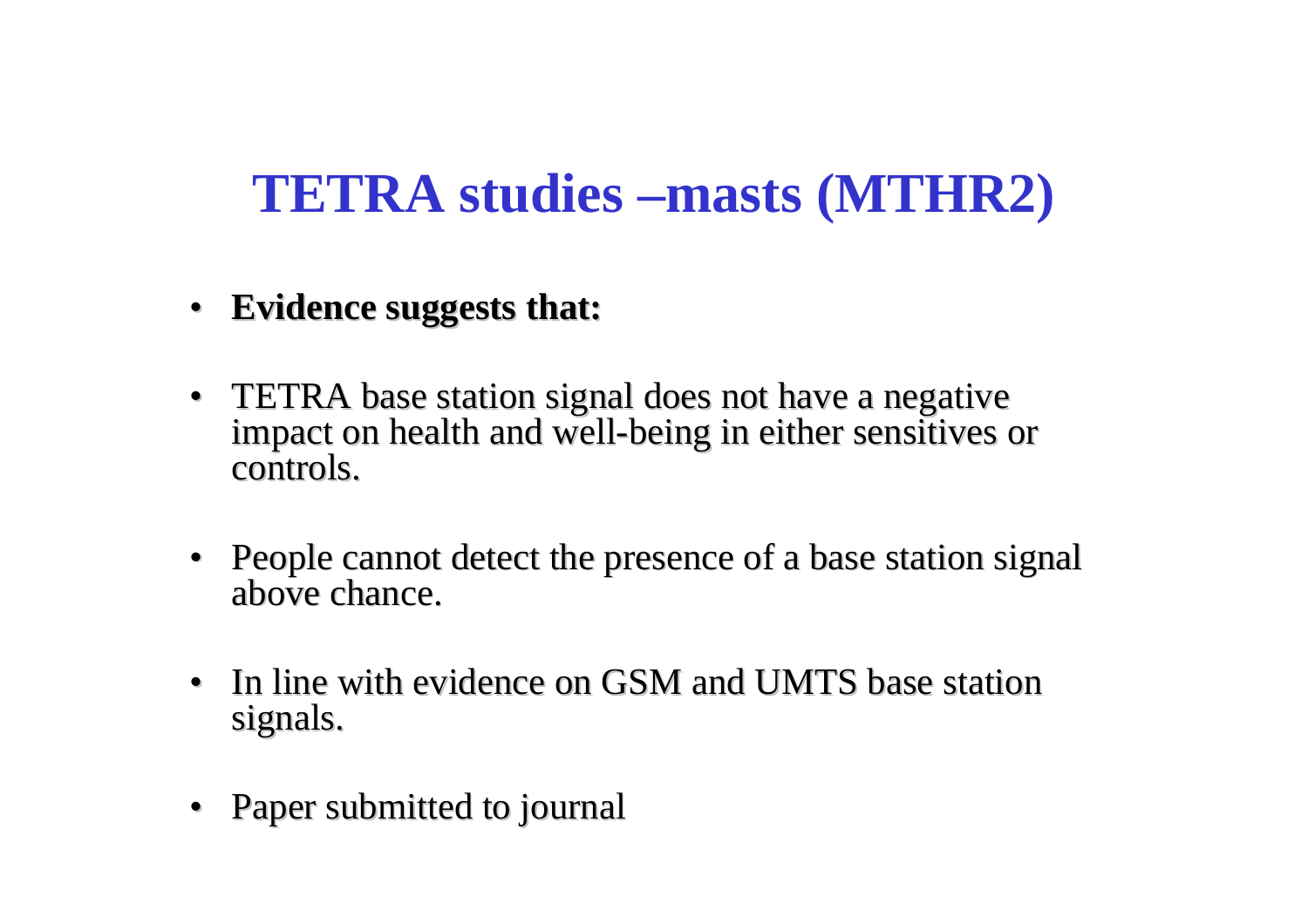# TETRA studies –masts (MTHR2)

- **Evidence suggests that:**
- TETRA base station signal does not have a negative impact on health and well-being in either sensitives or controls.
- People cannot detect the presence of a base station signal above chance.
- In line with evidence on GSM and UMTS base station signals.
- Paper submitted to journal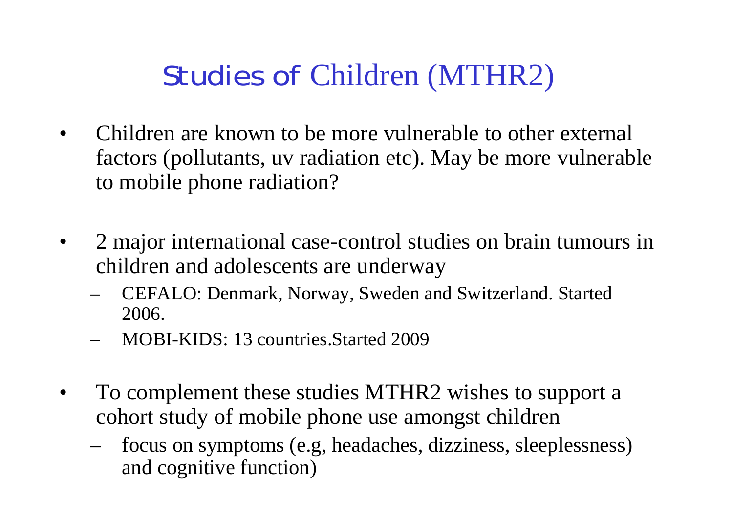# Studies of Children (MTHR2)

- Children are known to be more vulnerable to other external factors (pollutants, uv radiation etc). May be more vulnerable to mobile phone radiation?

- 2 major international case-control studies on brain tumours in children and adolescents are underway
  - CEFALO: Denmark, Norway, Sweden and Switzerland. Started 2006.
  - MOBI-KIDS: 13 countries.Started 2009

- To complement these studies MTHR2 wishes to support a cohort study of mobile phone use amongst children
  - focus on symptoms (e.g, headaches, dizziness, sleeplessness) and cognitive function)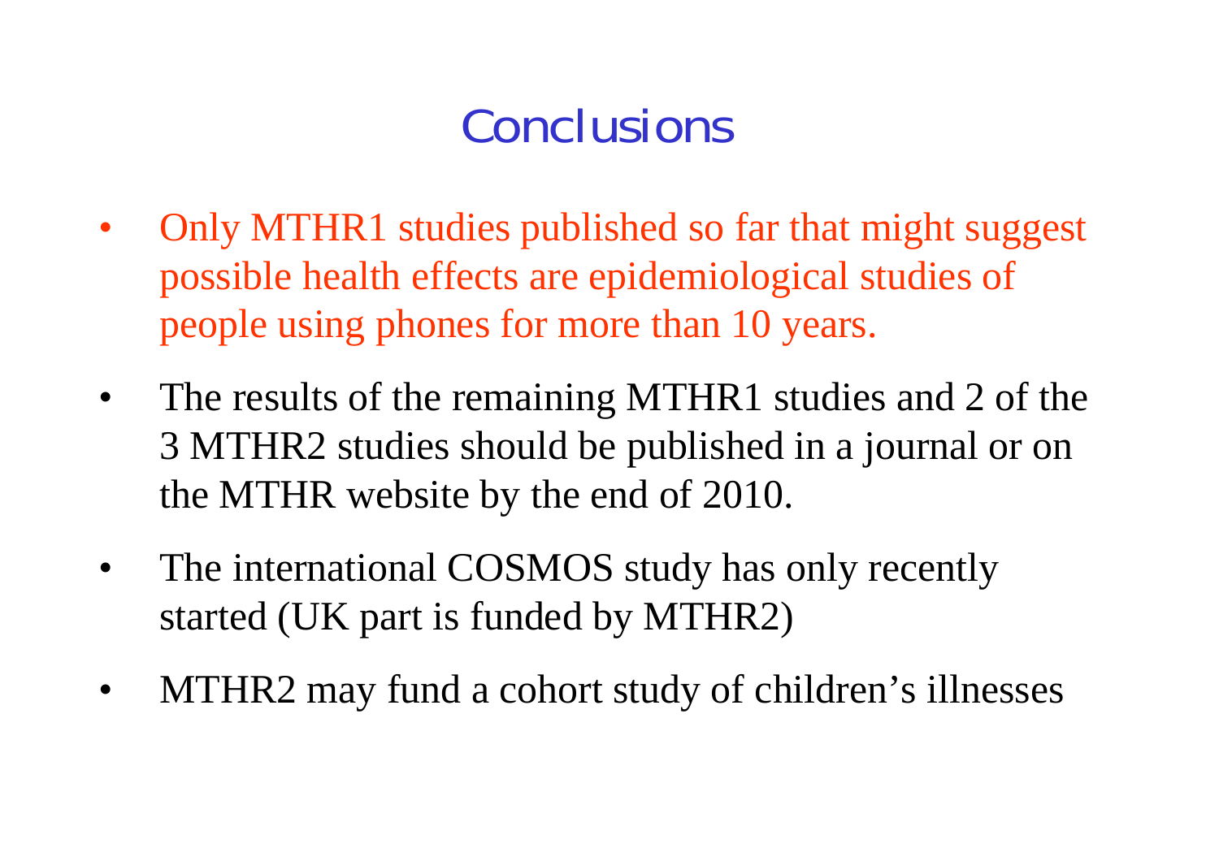# Conclusions

- Only MTHR1 studies published so far that might suggest possible health effects are epidemiological studies of people using phones for more than 10 years.
- The results of the remaining MTHR1 studies and 2 of the 3 MTHR2 studies should be published in a journal or on the MTHR website by the end of 2010.
- The international COSMOS study has only recently started (UK part is funded by MTHR2)
- MTHR2 may fund a cohort study of children’s illnesses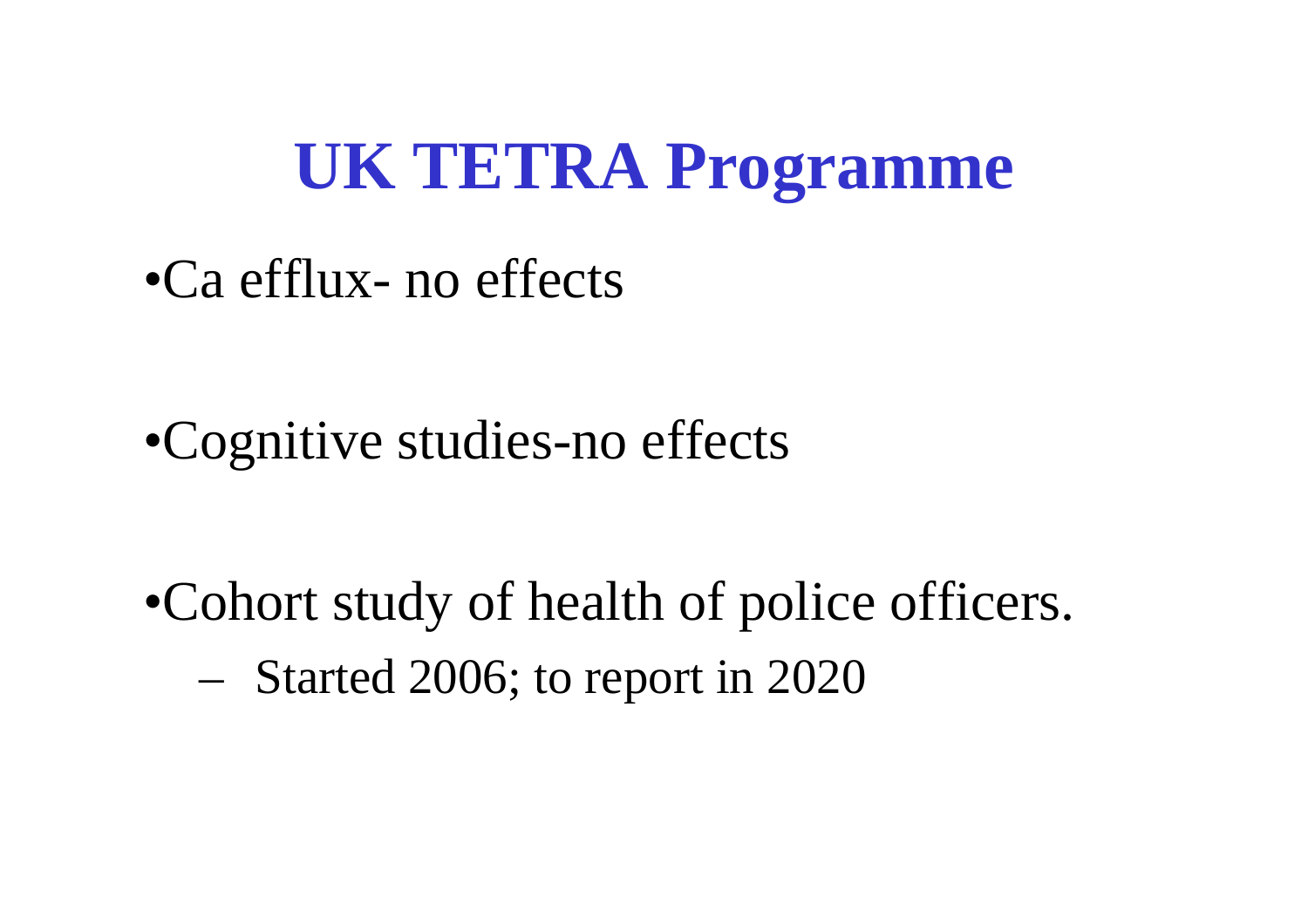# UK TETRA Programme

- Ca efflux- no effects
- Cognitive studies-no effects
- Cohort study of health of police officers.
  - Started 2006; to report in 2020